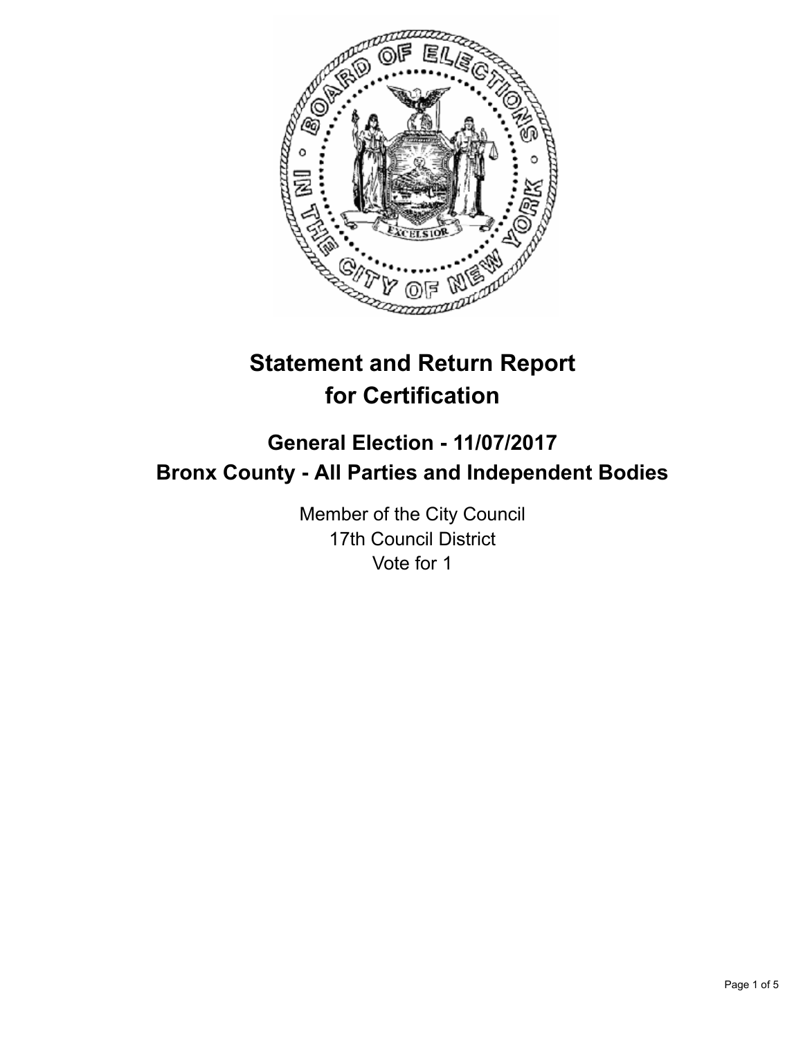# Statement and Return Report for Certification

## General Election - 11/07/2017
## Bronx County - All Parties and Independent Bodies

Member of the City Council
17th Council District
Vote for 1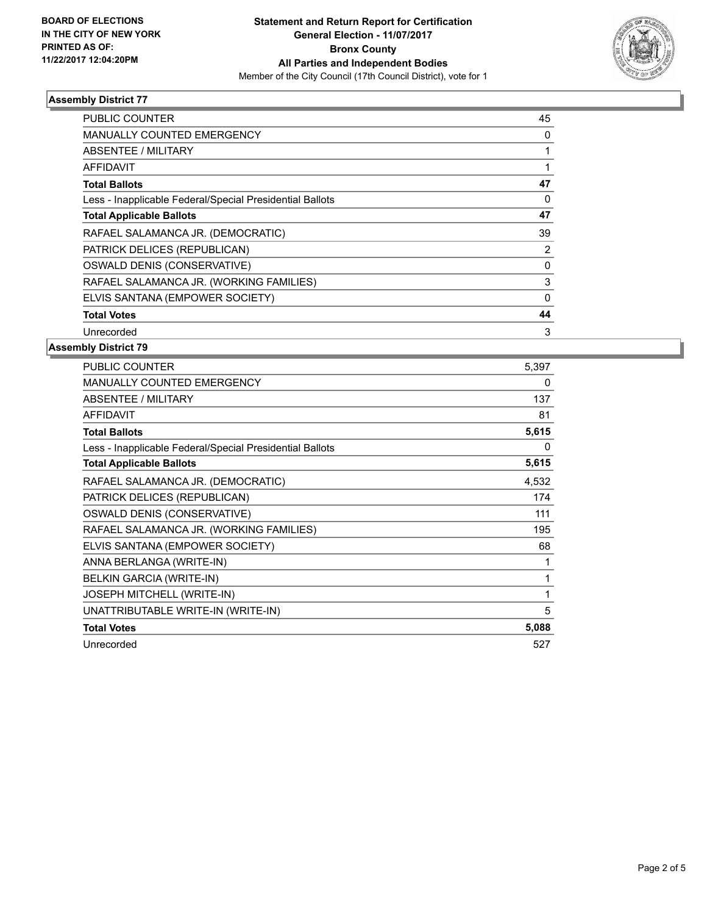**BOARD OF ELECTIONS IN THE CITY OF NEW YORK PRINTED AS OF: 11/22/2017 12:04:20PM**

**Statement and Return Report for Certification**
**General Election - 11/07/2017**
**Bronx County**
**All Parties and Independent Bodies**
Member of the City Council (17th Council District), vote for 1

### Assembly District 77

| | |
|---|---|
| PUBLIC COUNTER | 45 |
| MANUALLY COUNTED EMERGENCY | 0 |
| ABSENTEE / MILITARY | 1 |
| AFFIDAVIT | 1 |
| **Total Ballots** | **47** |
| Less - Inapplicable Federal/Special Presidential Ballots | 0 |
| **Total Applicable Ballots** | **47** |
| RAFAEL SALAMANCA JR. (DEMOCRATIC) | 39 |
| PATRICK DELICES (REPUBLICAN) | 2 |
| OSWALD DENIS (CONSERVATIVE) | 0 |
| RAFAEL SALAMANCA JR. (WORKING FAMILIES) | 3 |
| ELVIS SANTANA (EMPOWER SOCIETY) | 0 |
| **Total Votes** | **44** |
| Unrecorded | 3 |

### Assembly District 79

| | |
|---|---|
| PUBLIC COUNTER | 5,397 |
| MANUALLY COUNTED EMERGENCY | 0 |
| ABSENTEE / MILITARY | 137 |
| AFFIDAVIT | 81 |
| **Total Ballots** | **5,615** |
| Less - Inapplicable Federal/Special Presidential Ballots | 0 |
| **Total Applicable Ballots** | **5,615** |
| RAFAEL SALAMANCA JR. (DEMOCRATIC) | 4,532 |
| PATRICK DELICES (REPUBLICAN) | 174 |
| OSWALD DENIS (CONSERVATIVE) | 111 |
| RAFAEL SALAMANCA JR. (WORKING FAMILIES) | 195 |
| ELVIS SANTANA (EMPOWER SOCIETY) | 68 |
| ANNA BERLANGA (WRITE-IN) | 1 |
| BELKIN GARCIA (WRITE-IN) | 1 |
| JOSEPH MITCHELL (WRITE-IN) | 1 |
| UNATTRIBUTABLE WRITE-IN (WRITE-IN) | 5 |
| **Total Votes** | **5,088** |
| Unrecorded | 527 |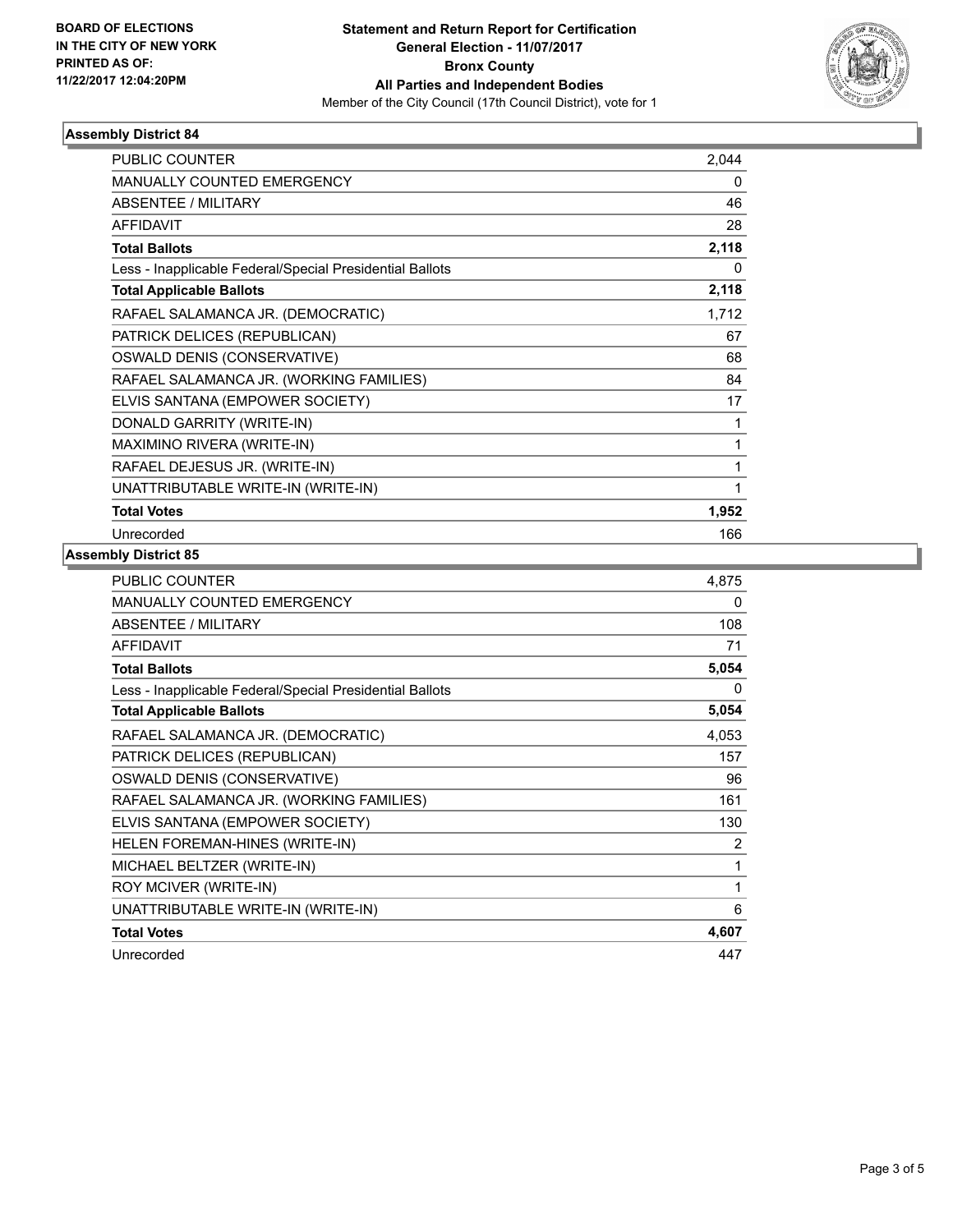BOARD OF ELECTIONS
IN THE CITY OF NEW YORK
PRINTED AS OF:
11/22/2017 12:04:20PM

**Statement and Return Report for Certification**
**General Election - 11/07/2017**
**Bronx County**
**All Parties and Independent Bodies**
Member of the City Council (17th Council District), vote for 1

## Assembly District 84

| | |
|---|---|
| PUBLIC COUNTER | 2,044 |
| MANUALLY COUNTED EMERGENCY | 0 |
| ABSENTEE / MILITARY | 46 |
| AFFIDAVIT | 28 |
| **Total Ballots** | **2,118** |
| Less - Inapplicable Federal/Special Presidential Ballots | 0 |
| **Total Applicable Ballots** | **2,118** |
| RAFAEL SALAMANCA JR. (DEMOCRATIC) | 1,712 |
| PATRICK DELICES (REPUBLICAN) | 67 |
| OSWALD DENIS (CONSERVATIVE) | 68 |
| RAFAEL SALAMANCA JR. (WORKING FAMILIES) | 84 |
| ELVIS SANTANA (EMPOWER SOCIETY) | 17 |
| DONALD GARRITY (WRITE-IN) | 1 |
| MAXIMINO RIVERA (WRITE-IN) | 1 |
| RAFAEL DEJESUS JR. (WRITE-IN) | 1 |
| UNATTRIBUTABLE WRITE-IN (WRITE-IN) | 1 |
| **Total Votes** | **1,952** |
| Unrecorded | 166 |

## Assembly District 85

| | |
|---|---|
| PUBLIC COUNTER | 4,875 |
| MANUALLY COUNTED EMERGENCY | 0 |
| ABSENTEE / MILITARY | 108 |
| AFFIDAVIT | 71 |
| **Total Ballots** | **5,054** |
| Less - Inapplicable Federal/Special Presidential Ballots | 0 |
| **Total Applicable Ballots** | **5,054** |
| RAFAEL SALAMANCA JR. (DEMOCRATIC) | 4,053 |
| PATRICK DELICES (REPUBLICAN) | 157 |
| OSWALD DENIS (CONSERVATIVE) | 96 |
| RAFAEL SALAMANCA JR. (WORKING FAMILIES) | 161 |
| ELVIS SANTANA (EMPOWER SOCIETY) | 130 |
| HELEN FOREMAN-HINES (WRITE-IN) | 2 |
| MICHAEL BELTZER (WRITE-IN) | 1 |
| ROY MCIVER (WRITE-IN) | 1 |
| UNATTRIBUTABLE WRITE-IN (WRITE-IN) | 6 |
| **Total Votes** | **4,607** |
| Unrecorded | 447 |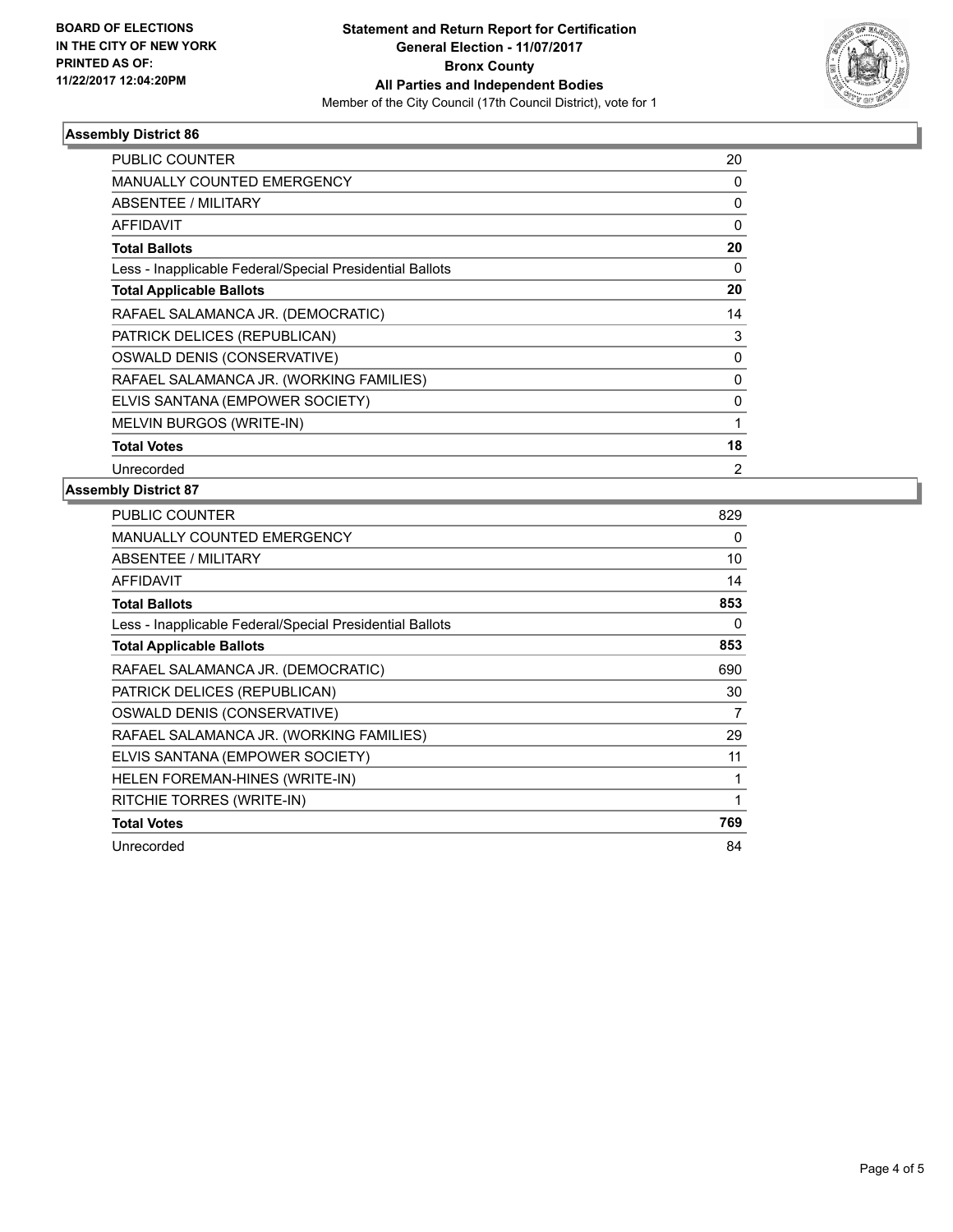BOARD OF ELECTIONS
IN THE CITY OF NEW YORK
PRINTED AS OF:
11/22/2017 12:04:20PM

**Statement and Return Report for Certification**
**General Election - 11/07/2017**
**Bronx County**
**All Parties and Independent Bodies**
Member of the City Council (17th Council District), vote for 1

### Assembly District 86

| | |
|---|---|
| PUBLIC COUNTER | 20 |
| MANUALLY COUNTED EMERGENCY | 0 |
| ABSENTEE / MILITARY | 0 |
| AFFIDAVIT | 0 |
| **Total Ballots** | **20** |
| Less - Inapplicable Federal/Special Presidential Ballots | 0 |
| **Total Applicable Ballots** | **20** |
| RAFAEL SALAMANCA JR. (DEMOCRATIC) | 14 |
| PATRICK DELICES (REPUBLICAN) | 3 |
| OSWALD DENIS (CONSERVATIVE) | 0 |
| RAFAEL SALAMANCA JR. (WORKING FAMILIES) | 0 |
| ELVIS SANTANA (EMPOWER SOCIETY) | 0 |
| MELVIN BURGOS (WRITE-IN) | 1 |
| **Total Votes** | **18** |
| Unrecorded | 2 |

### Assembly District 87

| | |
|---|---|
| PUBLIC COUNTER | 829 |
| MANUALLY COUNTED EMERGENCY | 0 |
| ABSENTEE / MILITARY | 10 |
| AFFIDAVIT | 14 |
| **Total Ballots** | **853** |
| Less - Inapplicable Federal/Special Presidential Ballots | 0 |
| **Total Applicable Ballots** | **853** |
| RAFAEL SALAMANCA JR. (DEMOCRATIC) | 690 |
| PATRICK DELICES (REPUBLICAN) | 30 |
| OSWALD DENIS (CONSERVATIVE) | 7 |
| RAFAEL SALAMANCA JR. (WORKING FAMILIES) | 29 |
| ELVIS SANTANA (EMPOWER SOCIETY) | 11 |
| HELEN FOREMAN-HINES (WRITE-IN) | 1 |
| RITCHIE TORRES (WRITE-IN) | 1 |
| **Total Votes** | **769** |
| Unrecorded | 84 |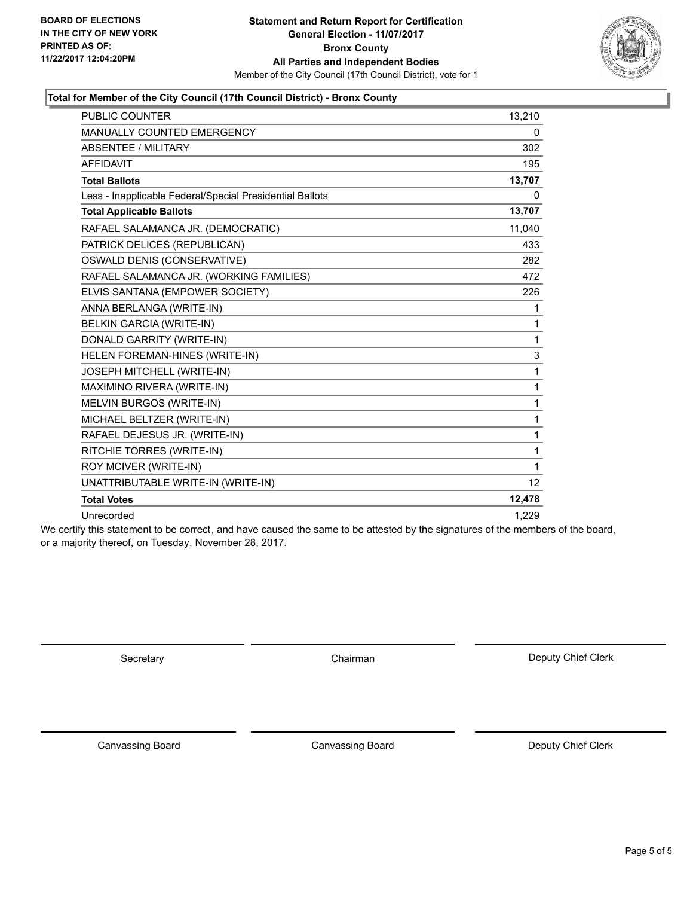**BOARD OF ELECTIONS IN THE CITY OF NEW YORK PRINTED AS OF: 11/22/2017 12:04:20PM**

**Statement and Return Report for Certification General Election - 11/07/2017 Bronx County All Parties and Independent Bodies**

Member of the City Council (17th Council District), vote for 1

### Total for Member of the City Council (17th Council District) - Bronx County

| | |
|---|---|
| PUBLIC COUNTER | 13,210 |
| MANUALLY COUNTED EMERGENCY | 0 |
| ABSENTEE / MILITARY | 302 |
| AFFIDAVIT | 195 |
| **Total Ballots** | **13,707** |
| Less - Inapplicable Federal/Special Presidential Ballots | 0 |
| **Total Applicable Ballots** | **13,707** |
| RAFAEL SALAMANCA JR. (DEMOCRATIC) | 11,040 |
| PATRICK DELICES (REPUBLICAN) | 433 |
| OSWALD DENIS (CONSERVATIVE) | 282 |
| RAFAEL SALAMANCA JR. (WORKING FAMILIES) | 472 |
| ELVIS SANTANA (EMPOWER SOCIETY) | 226 |
| ANNA BERLANGA (WRITE-IN) | 1 |
| BELKIN GARCIA (WRITE-IN) | 1 |
| DONALD GARRITY (WRITE-IN) | 1 |
| HELEN FOREMAN-HINES (WRITE-IN) | 3 |
| JOSEPH MITCHELL (WRITE-IN) | 1 |
| MAXIMINO RIVERA (WRITE-IN) | 1 |
| MELVIN BURGOS (WRITE-IN) | 1 |
| MICHAEL BELTZER (WRITE-IN) | 1 |
| RAFAEL DEJESUS JR. (WRITE-IN) | 1 |
| RITCHIE TORRES (WRITE-IN) | 1 |
| ROY MCIVER (WRITE-IN) | 1 |
| UNATTRIBUTABLE WRITE-IN (WRITE-IN) | 12 |
| **Total Votes** | **12,478** |
| Unrecorded | 1,229 |

We certify this statement to be correct, and have caused the same to be attested by the signatures of the members of the board, or a majority thereof, on Tuesday, November 28, 2017.

Secretary

Chairman

Deputy Chief Clerk

Canvassing Board

Canvassing Board

Deputy Chief Clerk